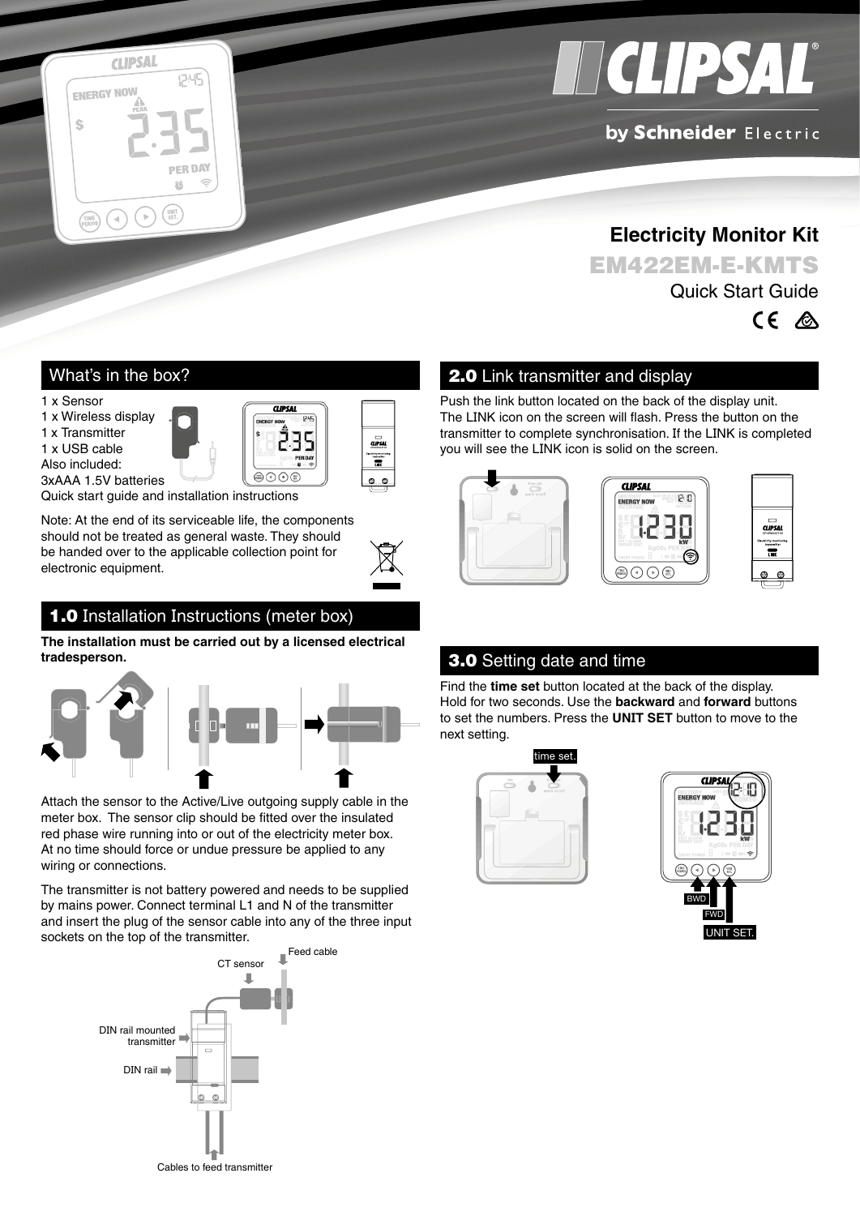# Electricity Monitor Kit

## EM422EM-E-KMTS

Quick Start Guide

## What's in the box?

1 x Sensor
1 x Wireless display
1 x Transmitter
1 x USB cable
Also included:
3xAAA 1.5V batteries
Quick start guide and installation instructions

Note: At the end of its serviceable life, the components should not be treated as general waste. They should be handed over to the applicable collection point for electronic equipment.

## 1.0 Installation Instructions (meter box)

**The installation must be carried out by a licensed electrical tradesperson.**

Attach the sensor to the Active/Live outgoing supply cable in the meter box. The sensor clip should be fitted over the insulated red phase wire running into or out of the electricity meter box. At no time should force or undue pressure be applied to any wiring or connections.

The transmitter is not battery powered and needs to be supplied by mains power. Connect terminal L1 and N of the transmitter and insert the plug of the sensor cable into any of the three input sockets on the top of the transmitter.

## 2.0 Link transmitter and display

Push the link button located on the back of the display unit. The LINK icon on the screen will flash. Press the button on the transmitter to complete synchronisation. If the LINK is completed you will see the LINK icon is solid on the screen.

## 3.0 Setting date and time

Find the **time set** button located at the back of the display. Hold for two seconds. Use the **backward** and **forward** buttons to set the numbers. Press the **UNIT SET** button to move to the next setting.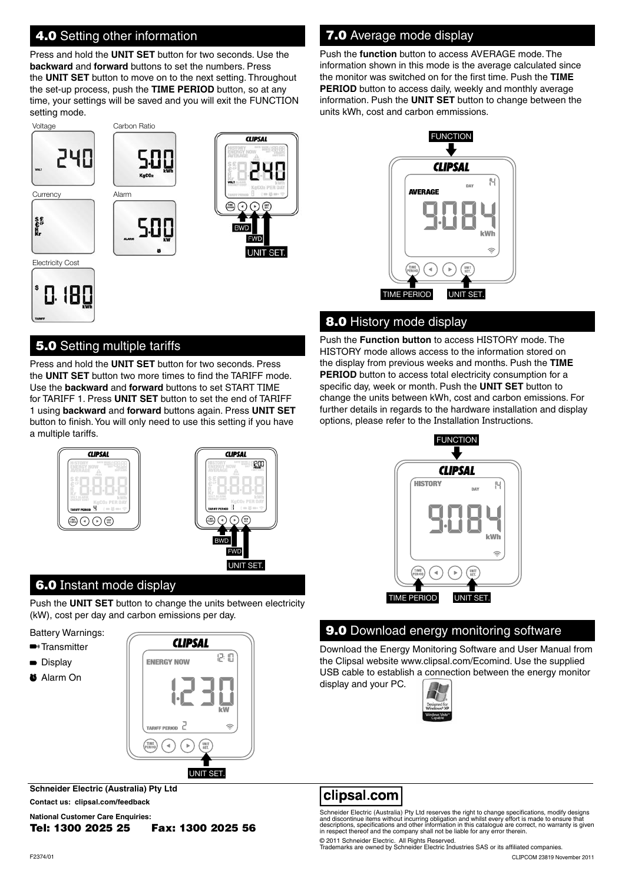## 4.0 Setting other information

Press and hold the **UNIT SET** button for two seconds. Use the **backward** and **forward** buttons to set the numbers. Press the **UNIT SET** button to move on to the next setting. Throughout the set-up process, push the **TIME PERIOD** button, so at any time, your settings will be saved and you will exit the FUNCTION setting mode.

Voltage

Carbon Ratio

Currency

Alarm

Electricity Cost

BWD

FWD

UNIT SET.

## 5.0 Setting multiple tariffs

Press and hold the **UNIT SET** button for two seconds. Press the **UNIT SET** button two more times to find the TARIFF mode. Use the **backward** and **forward** buttons to set START TIME for TARIFF 1. Press **UNIT SET** button to set the end of TARIFF 1 using **backward** and **forward** buttons again. Press **UNIT SET** button to finish. You will only need to use this setting if you have a multiple tariffs.

BWD

FWD

UNIT SET.

## 6.0 Instant mode display

Push the **UNIT SET** button to change the units between electricity (kW), cost per day and carbon emissions per day.

Battery Warnings:

- Transmitter
- Display
- Alarm On

UNIT SET.

## 7.0 Average mode display

Push the **function** button to access AVERAGE mode. The information shown in this mode is the average calculated since the monitor was switched on for the first time. Push the **TIME PERIOD** button to access daily, weekly and monthly average information. Push the **UNIT SET** button to change between the units kWh, cost and carbon emmissions.

FUNCTION

TIME PERIOD

UNIT SET.

## 8.0 History mode display

Push the **Function button** to access HISTORY mode. The HISTORY mode allows access to the information stored on the display from previous weeks and months. Push the **TIME PERIOD** button to access total electricity consumption for a specific day, week or month. Push the **UNIT SET** button to change the units between kWh, cost and carbon emissions. For further details in regards to the hardware installation and display options, please refer to the Installation Instructions.

FUNCTION

TIME PERIOD

UNIT SET.

## 9.0 Download energy monitoring software

Download the Energy Monitoring Software and User Manual from the Clipsal website www.clipsal.com/Ecomind. Use the supplied USB cable to establish a connection between the energy monitor display and your PC.

**Schneider Electric (Australia) Pty Ltd**

**Contact us: clipsal.com/feedback**

**National Customer Care Enquiries:**

**Tel: 1300 2025 25 Fax: 1300 2025 56**

clipsal.com

Schneider Electric (Australia) Pty Ltd reserves the right to change specifications, modify designs and discontinue items without incurring obligation and whilst every effort is made to ensure that descriptions, specifications and other information in this catalogue are correct, no warranty is given in respect thereof and the company shall not be liable for any error therein.

© 2011 Schneider Electric. All Rights Reserved.
Trademarks are owned by Schneider Electric Industries SAS or its affiliated companies.

F2374/01

CLIPCOM 23819 November 2011